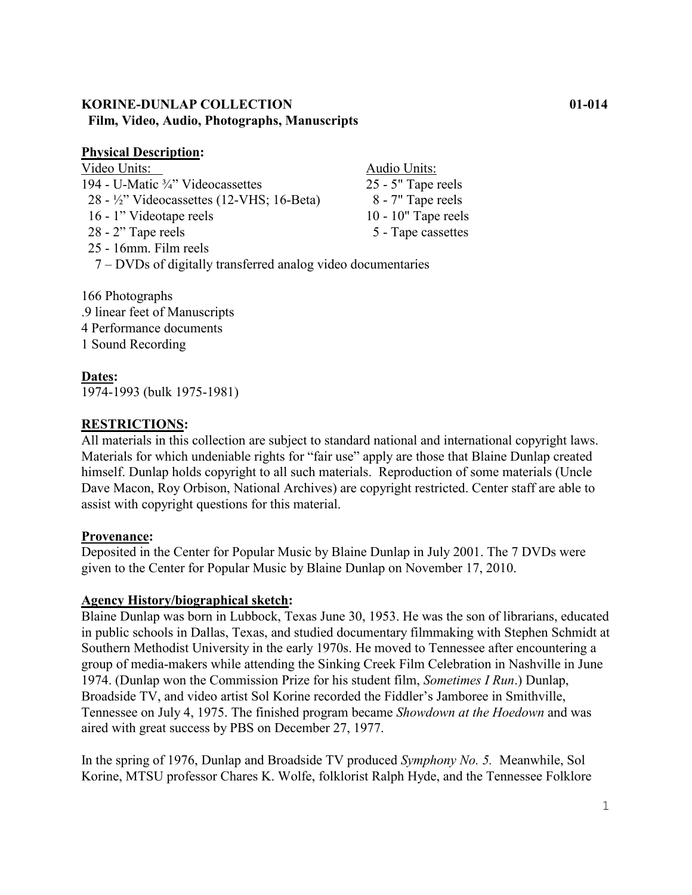**KORINE-DUNLAP COLLECTION 01-014**
**Film, Video, Audio, Photographs, Manuscripts**

**Physical Description:**

| Video Units: | Audio Units: |
| --- | --- |
| 194 - U-Matic ¾” Videocassettes | 25 - 5" Tape reels |
| 28 - ½” Videocassettes (12-VHS; 16-Beta) | 8 - 7" Tape reels |
| 16 - 1” Videotape reels | 10 - 10" Tape reels |
| 28 - 2” Tape reels | 5 - Tape cassettes |
| 25 - 16mm. Film reels | |
| 7 – DVDs of digitally transferred analog video documentaries | |

166 Photographs
.9 linear feet of Manuscripts
4 Performance documents
1 Sound Recording

**Dates:**
1974-1993 (bulk 1975-1981)

**RESTRICTIONS:**
All materials in this collection are subject to standard national and international copyright laws. Materials for which undeniable rights for “fair use” apply are those that Blaine Dunlap created himself. Dunlap holds copyright to all such materials. Reproduction of some materials (Uncle Dave Macon, Roy Orbison, National Archives) are copyright restricted. Center staff are able to assist with copyright questions for this material.

**Provenance:**
Deposited in the Center for Popular Music by Blaine Dunlap in July 2001. The 7 DVDs were given to the Center for Popular Music by Blaine Dunlap on November 17, 2010.

**Agency History/biographical sketch:**
Blaine Dunlap was born in Lubbock, Texas June 30, 1953. He was the son of librarians, educated in public schools in Dallas, Texas, and studied documentary filmmaking with Stephen Schmidt at Southern Methodist University in the early 1970s. He moved to Tennessee after encountering a group of media-makers while attending the Sinking Creek Film Celebration in Nashville in June 1974. (Dunlap won the Commission Prize for his student film, *Sometimes I Run*.) Dunlap, Broadside TV, and video artist Sol Korine recorded the Fiddler’s Jamboree in Smithville, Tennessee on July 4, 1975. The finished program became *Showdown at the Hoedown* and was aired with great success by PBS on December 27, 1977.

In the spring of 1976, Dunlap and Broadside TV produced *Symphony No. 5.* Meanwhile, Sol Korine, MTSU professor Chares K. Wolfe, folklorist Ralph Hyde, and the Tennessee Folklore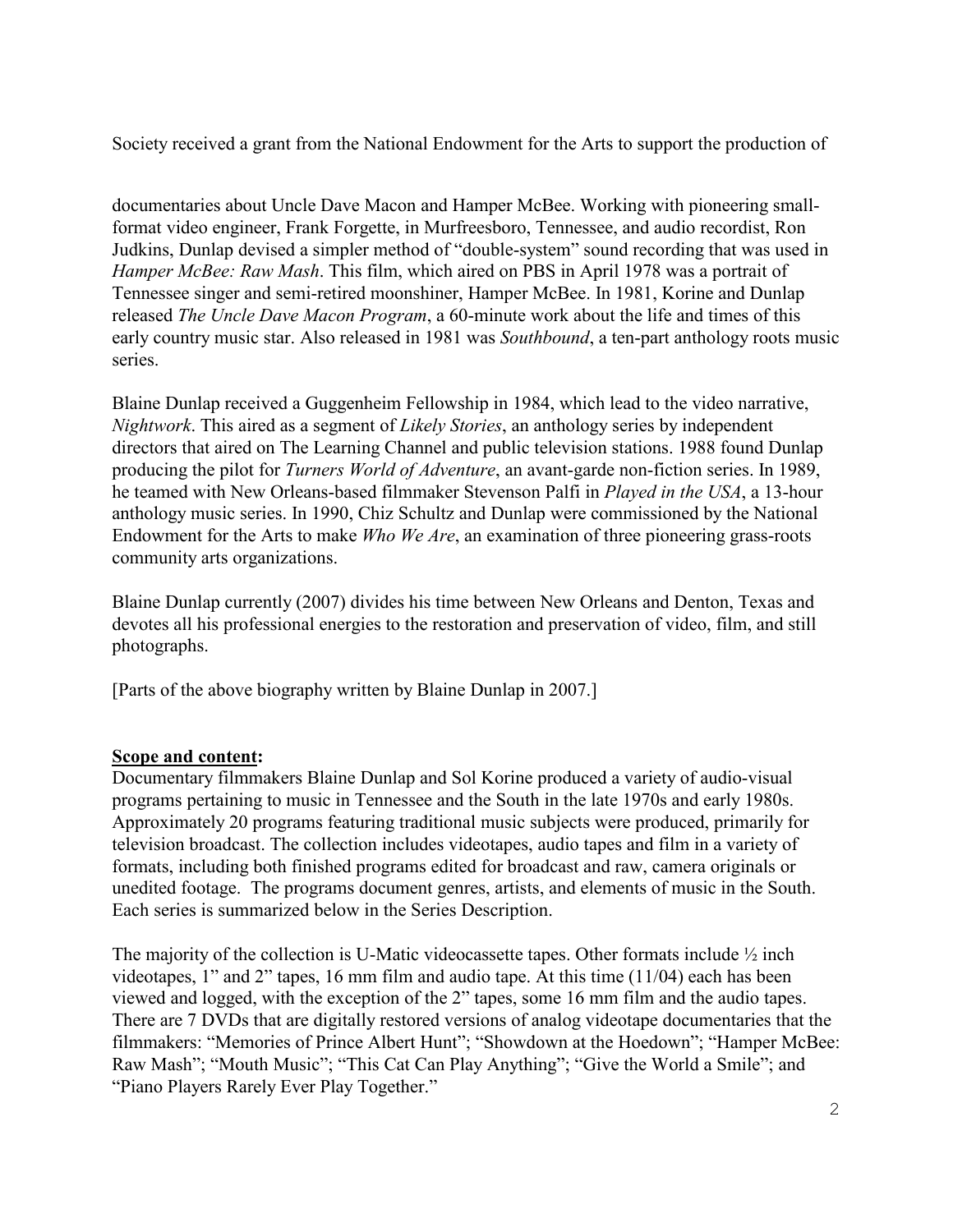Society received a grant from the National Endowment for the Arts to support the production of

documentaries about Uncle Dave Macon and Hamper McBee. Working with pioneering small-format video engineer, Frank Forgette, in Murfreesboro, Tennessee, and audio recordist, Ron Judkins, Dunlap devised a simpler method of "double-system" sound recording that was used in *Hamper McBee: Raw Mash*. This film, which aired on PBS in April 1978 was a portrait of Tennessee singer and semi-retired moonshiner, Hamper McBee. In 1981, Korine and Dunlap released *The Uncle Dave Macon Program*, a 60-minute work about the life and times of this early country music star. Also released in 1981 was *Southbound*, a ten-part anthology roots music series.

Blaine Dunlap received a Guggenheim Fellowship in 1984, which lead to the video narrative, *Nightwork*. This aired as a segment of *Likely Stories*, an anthology series by independent directors that aired on The Learning Channel and public television stations. 1988 found Dunlap producing the pilot for *Turners World of Adventure*, an avant-garde non-fiction series. In 1989, he teamed with New Orleans-based filmmaker Stevenson Palfi in *Played in the USA*, a 13-hour anthology music series. In 1990, Chiz Schultz and Dunlap were commissioned by the National Endowment for the Arts to make *Who We Are*, an examination of three pioneering grass-roots community arts organizations.

Blaine Dunlap currently (2007) divides his time between New Orleans and Denton, Texas and devotes all his professional energies to the restoration and preservation of video, film, and still photographs.

[Parts of the above biography written by Blaine Dunlap in 2007.]

**Scope and content:**

Documentary filmmakers Blaine Dunlap and Sol Korine produced a variety of audio-visual programs pertaining to music in Tennessee and the South in the late 1970s and early 1980s. Approximately 20 programs featuring traditional music subjects were produced, primarily for television broadcast. The collection includes videotapes, audio tapes and film in a variety of formats, including both finished programs edited for broadcast and raw, camera originals or unedited footage. The programs document genres, artists, and elements of music in the South. Each series is summarized below in the Series Description.

The majority of the collection is U-Matic videocassette tapes. Other formats include ½ inch videotapes, 1" and 2" tapes, 16 mm film and audio tape. At this time (11/04) each has been viewed and logged, with the exception of the 2" tapes, some 16 mm film and the audio tapes. There are 7 DVDs that are digitally restored versions of analog videotape documentaries that the filmmakers: "Memories of Prince Albert Hunt"; "Showdown at the Hoedown"; "Hamper McBee: Raw Mash"; "Mouth Music"; "This Cat Can Play Anything"; "Give the World a Smile"; and "Piano Players Rarely Ever Play Together."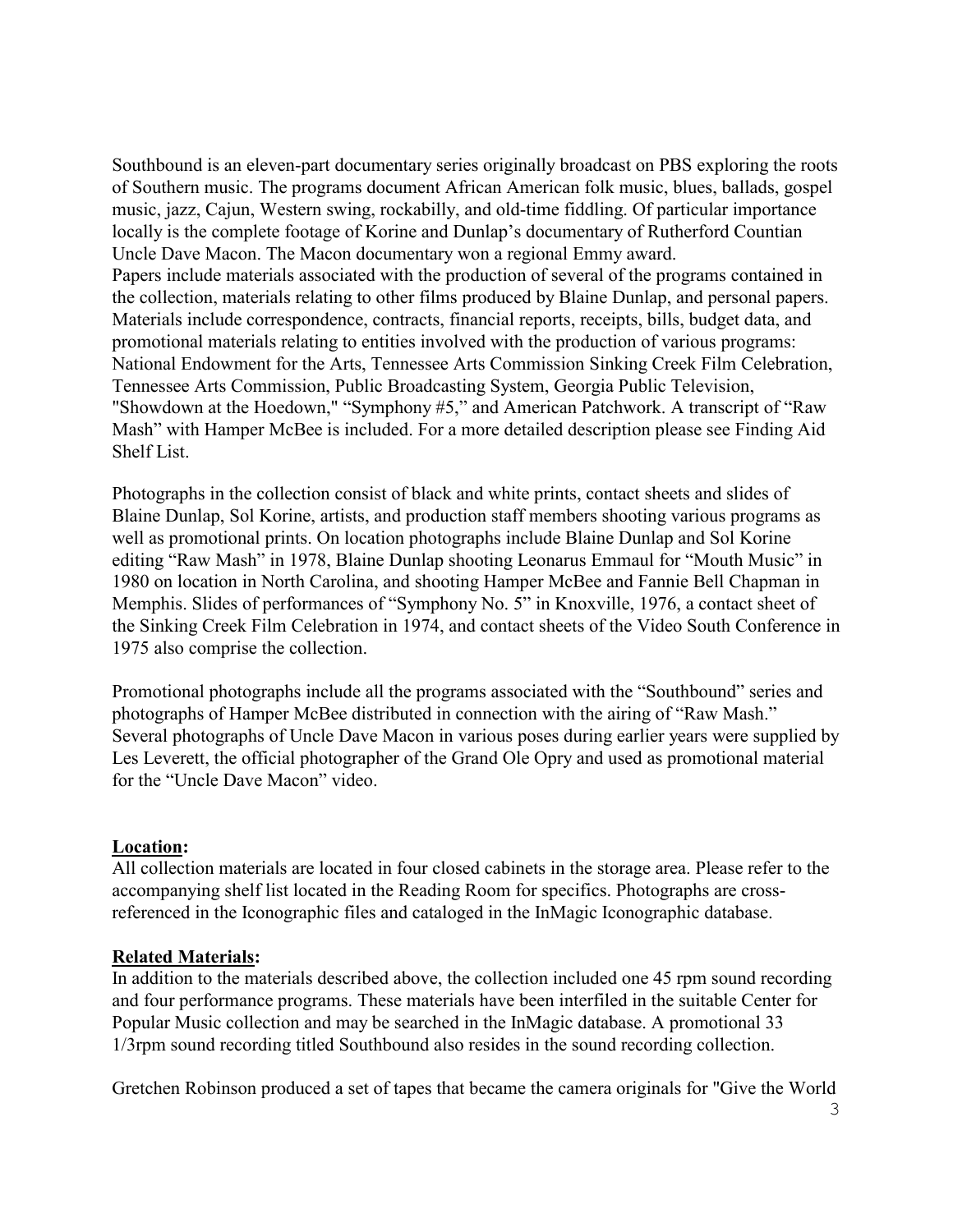Southbound is an eleven-part documentary series originally broadcast on PBS exploring the roots of Southern music. The programs document African American folk music, blues, ballads, gospel music, jazz, Cajun, Western swing, rockabilly, and old-time fiddling. Of particular importance locally is the complete footage of Korine and Dunlap's documentary of Rutherford Countian Uncle Dave Macon. The Macon documentary won a regional Emmy award.
Papers include materials associated with the production of several of the programs contained in the collection, materials relating to other films produced by Blaine Dunlap, and personal papers. Materials include correspondence, contracts, financial reports, receipts, bills, budget data, and promotional materials relating to entities involved with the production of various programs: National Endowment for the Arts, Tennessee Arts Commission Sinking Creek Film Celebration, Tennessee Arts Commission, Public Broadcasting System, Georgia Public Television, "Showdown at the Hoedown," "Symphony #5," and American Patchwork. A transcript of "Raw Mash" with Hamper McBee is included. For a more detailed description please see Finding Aid Shelf List.

Photographs in the collection consist of black and white prints, contact sheets and slides of Blaine Dunlap, Sol Korine, artists, and production staff members shooting various programs as well as promotional prints. On location photographs include Blaine Dunlap and Sol Korine editing "Raw Mash" in 1978, Blaine Dunlap shooting Leonarus Emmaul for "Mouth Music" in 1980 on location in North Carolina, and shooting Hamper McBee and Fannie Bell Chapman in Memphis. Slides of performances of "Symphony No. 5" in Knoxville, 1976, a contact sheet of the Sinking Creek Film Celebration in 1974, and contact sheets of the Video South Conference in 1975 also comprise the collection.

Promotional photographs include all the programs associated with the "Southbound" series and photographs of Hamper McBee distributed in connection with the airing of "Raw Mash." Several photographs of Uncle Dave Macon in various poses during earlier years were supplied by Les Leverett, the official photographer of the Grand Ole Opry and used as promotional material for the "Uncle Dave Macon" video.

**Location:**
All collection materials are located in four closed cabinets in the storage area. Please refer to the accompanying shelf list located in the Reading Room for specifics. Photographs are cross-referenced in the Iconographic files and cataloged in the InMagic Iconographic database.

**Related Materials:**
In addition to the materials described above, the collection included one 45 rpm sound recording and four performance programs. These materials have been interfiled in the suitable Center for Popular Music collection and may be searched in the InMagic database. A promotional 33 1/3rpm sound recording titled Southbound also resides in the sound recording collection.

Gretchen Robinson produced a set of tapes that became the camera originals for "Give the World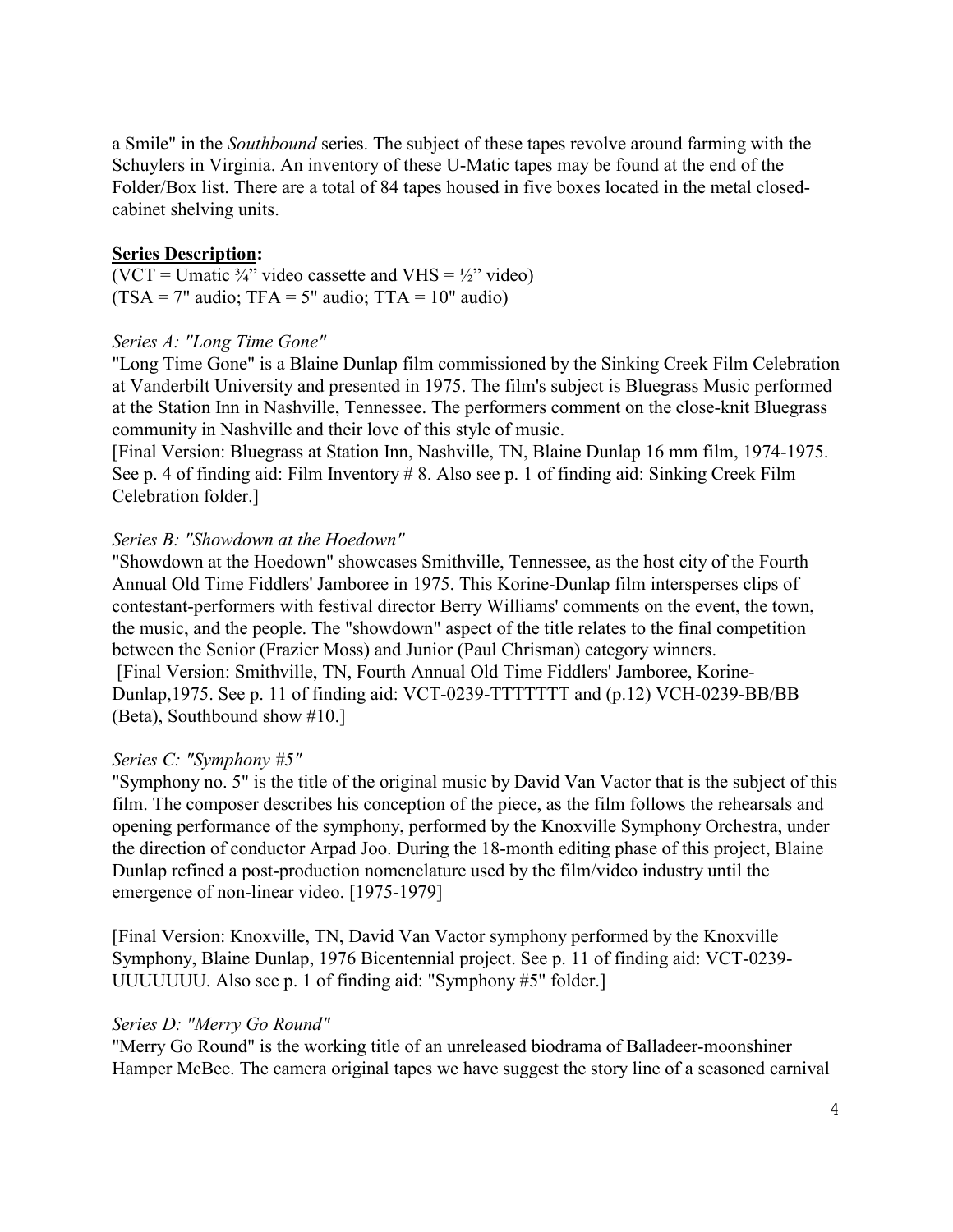a Smile" in the *Southbound* series. The subject of these tapes revolve around farming with the Schuylers in Virginia. An inventory of these U-Matic tapes may be found at the end of the Folder/Box list. There are a total of 84 tapes housed in five boxes located in the metal closed-cabinet shelving units.

**Series Description:**

(VCT = Umatic ¾" video cassette and VHS = ½" video)
(TSA = 7" audio; TFA = 5" audio; TTA = 10" audio)

*Series A: "Long Time Gone"*

"Long Time Gone" is a Blaine Dunlap film commissioned by the Sinking Creek Film Celebration at Vanderbilt University and presented in 1975. The film's subject is Bluegrass Music performed at the Station Inn in Nashville, Tennessee. The performers comment on the close-knit Bluegrass community in Nashville and their love of this style of music.
[Final Version: Bluegrass at Station Inn, Nashville, TN, Blaine Dunlap 16 mm film, 1974-1975. See p. 4 of finding aid: Film Inventory # 8. Also see p. 1 of finding aid: Sinking Creek Film Celebration folder.]

*Series B: "Showdown at the Hoedown"*

"Showdown at the Hoedown" showcases Smithville, Tennessee, as the host city of the Fourth Annual Old Time Fiddlers' Jamboree in 1975. This Korine-Dunlap film intersperses clips of contestant-performers with festival director Berry Williams' comments on the event, the town, the music, and the people. The "showdown" aspect of the title relates to the final competition between the Senior (Frazier Moss) and Junior (Paul Chrisman) category winners.
[Final Version: Smithville, TN, Fourth Annual Old Time Fiddlers' Jamboree, Korine-Dunlap,1975. See p. 11 of finding aid: VCT-0239-TTTTTTT and (p.12) VCH-0239-BB/BB (Beta), Southbound show #10.]

*Series C: "Symphony #5"*

"Symphony no. 5" is the title of the original music by David Van Vactor that is the subject of this film. The composer describes his conception of the piece, as the film follows the rehearsals and opening performance of the symphony, performed by the Knoxville Symphony Orchestra, under the direction of conductor Arpad Joo. During the 18-month editing phase of this project, Blaine Dunlap refined a post-production nomenclature used by the film/video industry until the emergence of non-linear video. [1975-1979]

[Final Version: Knoxville, TN, David Van Vactor symphony performed by the Knoxville Symphony, Blaine Dunlap, 1976 Bicentennial project. See p. 11 of finding aid: VCT-0239-UUUUUUU. Also see p. 1 of finding aid: "Symphony #5" folder.]

*Series D: "Merry Go Round"*

"Merry Go Round" is the working title of an unreleased biodrama of Balladeer-moonshiner Hamper McBee. The camera original tapes we have suggest the story line of a seasoned carnival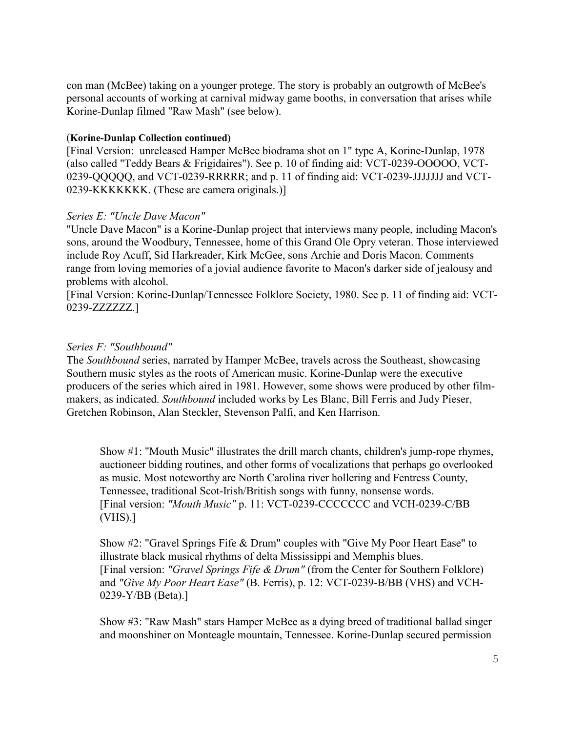con man (McBee) taking on a younger protege. The story is probably an outgrowth of McBee's personal accounts of working at carnival midway game booths, in conversation that arises while Korine-Dunlap filmed "Raw Mash" (see below).

(**Korine-Dunlap Collection continued)**

[Final Version: unreleased Hamper McBee biodrama shot on 1" type A, Korine-Dunlap, 1978 (also called "Teddy Bears & Frigidaires"). See p. 10 of finding aid: VCT-0239-OOOOO, VCT-0239-QQQQQ, and VCT-0239-RRRRR; and p. 11 of finding aid: VCT-0239-JJJJJJJ and VCT-0239-KKKKKKK. (These are camera originals.)]

*Series E: "Uncle Dave Macon"*

"Uncle Dave Macon" is a Korine-Dunlap project that interviews many people, including Macon's sons, around the Woodbury, Tennessee, home of this Grand Ole Opry veteran. Those interviewed include Roy Acuff, Sid Harkreader, Kirk McGee, sons Archie and Doris Macon. Comments range from loving memories of a jovial audience favorite to Macon's darker side of jealousy and problems with alcohol.

[Final Version: Korine-Dunlap/Tennessee Folklore Society, 1980. See p. 11 of finding aid: VCT-0239-ZZZZZZ.]

*Series F: "Southbound"*

The *Southbound* series, narrated by Hamper McBee, travels across the Southeast, showcasing Southern music styles as the roots of American music. Korine-Dunlap were the executive producers of the series which aired in 1981. However, some shows were produced by other film-makers, as indicated. *Southbound* included works by Les Blanc, Bill Ferris and Judy Pieser, Gretchen Robinson, Alan Steckler, Stevenson Palfi, and Ken Harrison.

Show #1: "Mouth Music" illustrates the drill march chants, children's jump-rope rhymes, auctioneer bidding routines, and other forms of vocalizations that perhaps go overlooked as music. Most noteworthy are North Carolina river hollering and Fentress County, Tennessee, traditional Scot-Irish/British songs with funny, nonsense words.
[Final version: *"Mouth Music"* p. 11: VCT-0239-CCCCCCC and VCH-0239-C/BB (VHS).]

Show #2: "Gravel Springs Fife & Drum" couples with "Give My Poor Heart Ease" to illustrate black musical rhythms of delta Mississippi and Memphis blues.
[Final version: *"Gravel Springs Fife & Drum"* (from the Center for Southern Folklore) and *"Give My Poor Heart Ease"* (B. Ferris), p. 12: VCT-0239-B/BB (VHS) and VCH-0239-Y/BB (Beta).]

Show #3: "Raw Mash" stars Hamper McBee as a dying breed of traditional ballad singer and moonshiner on Monteagle mountain, Tennessee. Korine-Dunlap secured permission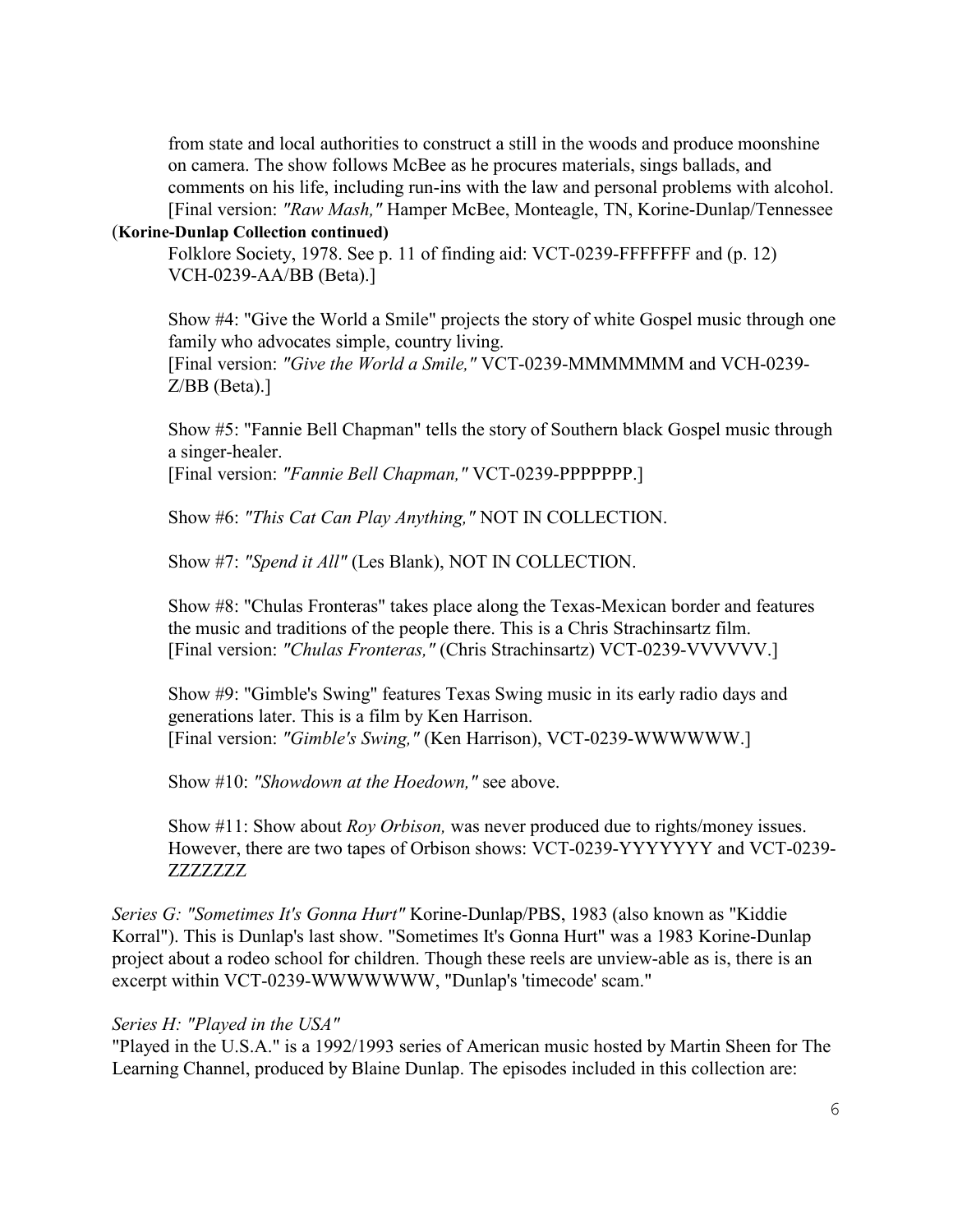from state and local authorities to construct a still in the woods and produce moonshine on camera. The show follows McBee as he procures materials, sings ballads, and comments on his life, including run-ins with the law and personal problems with alcohol. [Final version: *"Raw Mash,"* Hamper McBee, Monteagle, TN, Korine-Dunlap/Tennessee

(**Korine-Dunlap Collection continued)**

Folklore Society, 1978. See p. 11 of finding aid: VCT-0239-FFFFFFF and (p. 12) VCH-0239-AA/BB (Beta).]

Show #4: "Give the World a Smile" projects the story of white Gospel music through one family who advocates simple, country living.
[Final version: *"Give the World a Smile,"* VCT-0239-MMMMMMM and VCH-0239-Z/BB (Beta).]

Show #5: "Fannie Bell Chapman" tells the story of Southern black Gospel music through a singer-healer.
[Final version: *"Fannie Bell Chapman,"* VCT-0239-PPPPPPP.]

Show #6: *"This Cat Can Play Anything,"* NOT IN COLLECTION.

Show #7: *"Spend it All"* (Les Blank), NOT IN COLLECTION.

Show #8: "Chulas Fronteras" takes place along the Texas-Mexican border and features the music and traditions of the people there. This is a Chris Strachinsartz film.
[Final version: *"Chulas Fronteras,"* (Chris Strachinsartz) VCT-0239-VVVVVV.]

Show #9: "Gimble's Swing" features Texas Swing music in its early radio days and generations later. This is a film by Ken Harrison.
[Final version: *"Gimble's Swing,"* (Ken Harrison), VCT-0239-WWWWWW.]

Show #10: *"Showdown at the Hoedown,"* see above.

Show #11: Show about *Roy Orbison,* was never produced due to rights/money issues. However, there are two tapes of Orbison shows: VCT-0239-YYYYYYY and VCT-0239-ZZZZZZZ

*Series G: "Sometimes It's Gonna Hurt"* Korine-Dunlap/PBS, 1983 (also known as "Kiddie Korral"). This is Dunlap's last show. "Sometimes It's Gonna Hurt" was a 1983 Korine-Dunlap project about a rodeo school for children. Though these reels are unview-able as is, there is an excerpt within VCT-0239-WWWWWWW, "Dunlap's 'timecode' scam."

*Series H: "Played in the USA"*

"Played in the U.S.A." is a 1992/1993 series of American music hosted by Martin Sheen for The Learning Channel, produced by Blaine Dunlap. The episodes included in this collection are: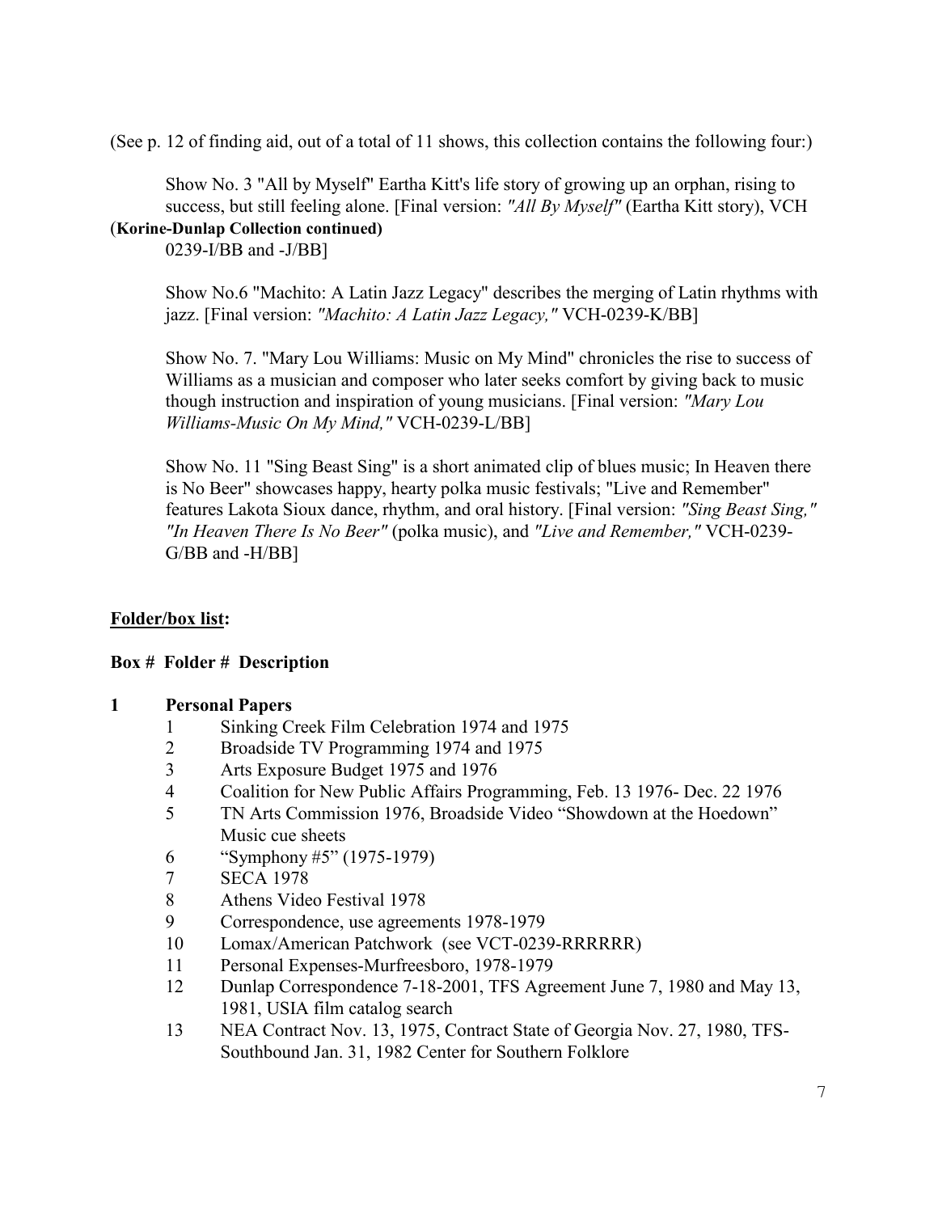(See p. 12 of finding aid, out of a total of 11 shows, this collection contains the following four:)

Show No. 3 "All by Myself" Eartha Kitt's life story of growing up an orphan, rising to success, but still feeling alone. [Final version: *"All By Myself"* (Eartha Kitt story), VCH 0239-I/BB and -J/BB]

(**Korine-Dunlap Collection continued)**

Show No.6 "Machito: A Latin Jazz Legacy" describes the merging of Latin rhythms with jazz. [Final version: *"Machito: A Latin Jazz Legacy,"* VCH-0239-K/BB]

Show No. 7. "Mary Lou Williams: Music on My Mind" chronicles the rise to success of Williams as a musician and composer who later seeks comfort by giving back to music though instruction and inspiration of young musicians. [Final version: *"Mary Lou Williams-Music On My Mind,"* VCH-0239-L/BB]

Show No. 11 "Sing Beast Sing" is a short animated clip of blues music; In Heaven there is No Beer" showcases happy, hearty polka music festivals; "Live and Remember" features Lakota Sioux dance, rhythm, and oral history. [Final version: *"Sing Beast Sing," "In Heaven There Is No Beer"* (polka music), and *"Live and Remember,"* VCH-0239-G/BB and -H/BB]

**<u>Folder/box list</u>:**

**Box # Folder # Description**

**1 Personal Papers**

1 Sinking Creek Film Celebration 1974 and 1975
2 Broadside TV Programming 1974 and 1975
3 Arts Exposure Budget 1975 and 1976
4 Coalition for New Public Affairs Programming, Feb. 13 1976- Dec. 22 1976
5 TN Arts Commission 1976, Broadside Video "Showdown at the Hoedown" Music cue sheets
6 "Symphony #5" (1975-1979)
7 SECA 1978
8 Athens Video Festival 1978
9 Correspondence, use agreements 1978-1979
10 Lomax/American Patchwork (see VCT-0239-RRRRRR)
11 Personal Expenses-Murfreesboro, 1978-1979
12 Dunlap Correspondence 7-18-2001, TFS Agreement June 7, 1980 and May 13, 1981, USIA film catalog search
13 NEA Contract Nov. 13, 1975, Contract State of Georgia Nov. 27, 1980, TFS-Southbound Jan. 31, 1982 Center for Southern Folklore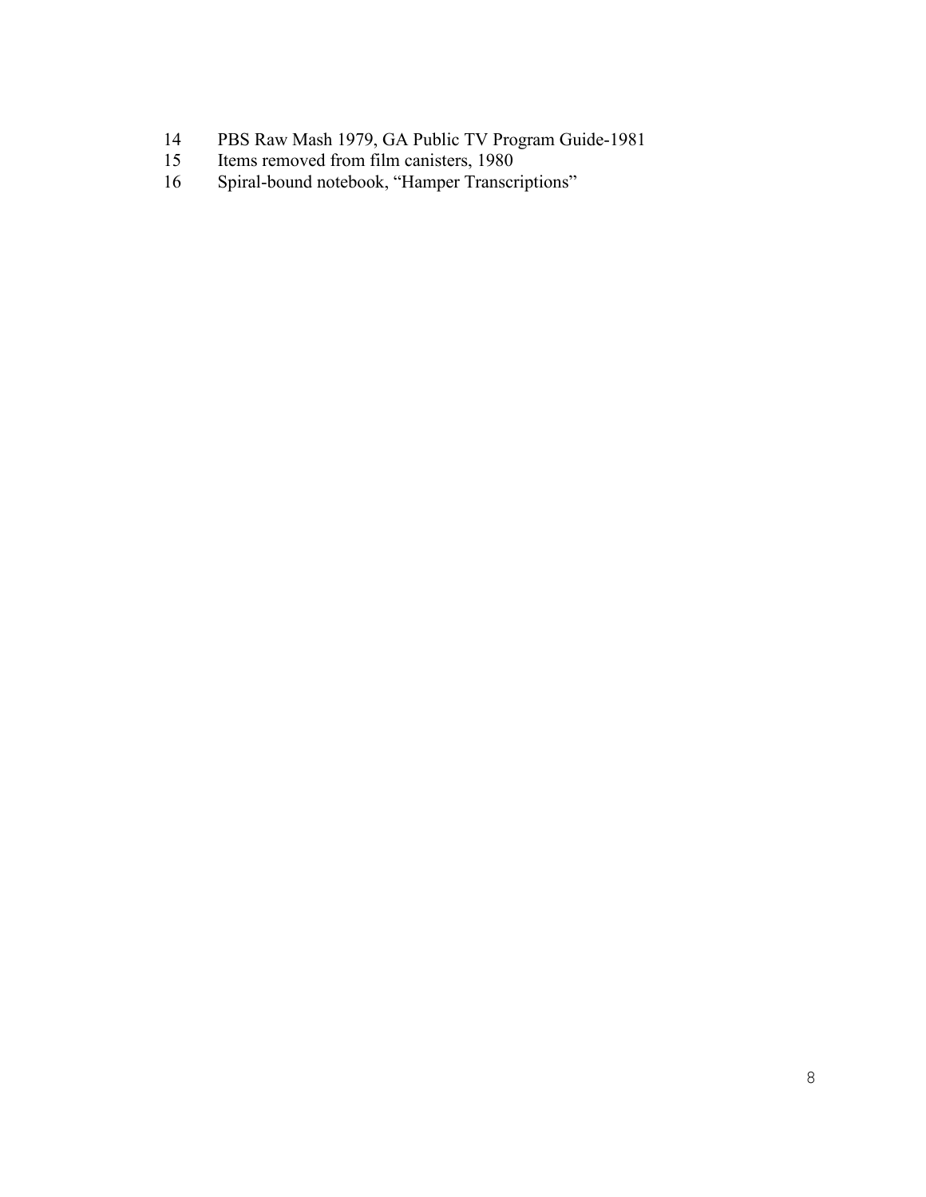14 PBS Raw Mash 1979, GA Public TV Program Guide-1981
15 Items removed from film canisters, 1980
16 Spiral-bound notebook, "Hamper Transcriptions"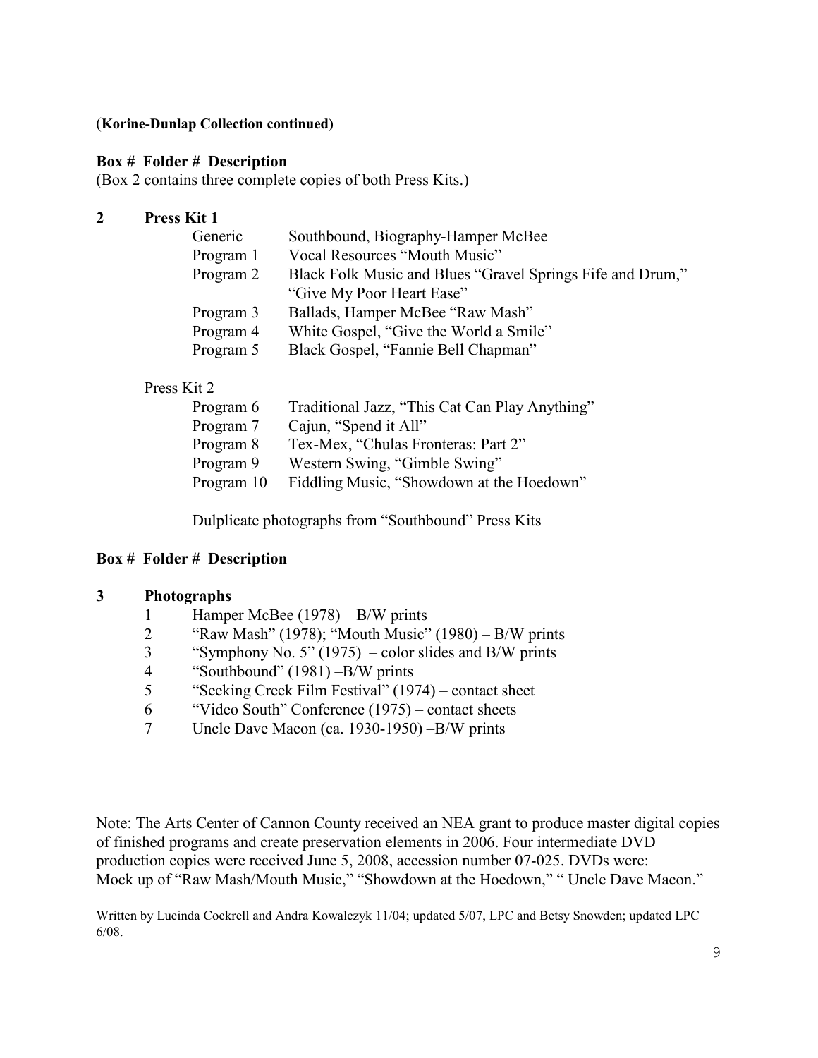(**Korine-Dunlap Collection continued)**

**Box # Folder # Description**

(Box 2 contains three complete copies of both Press Kits.)

| | | |
|---|---|---|
| **2** | **Press Kit 1** | |
| | Generic | Southbound, Biography-Hamper McBee |
| | Program 1 | Vocal Resources "Mouth Music" |
| | Program 2 | Black Folk Music and Blues "Gravel Springs Fife and Drum," "Give My Poor Heart Ease" |
| | Program 3 | Ballads, Hamper McBee "Raw Mash" |
| | Program 4 | White Gospel, "Give the World a Smile" |
| | Program 5 | Black Gospel, "Fannie Bell Chapman" |
| | Press Kit 2 | |
| | Program 6 | Traditional Jazz, "This Cat Can Play Anything" |
| | Program 7 | Cajun, "Spend it All" |
| | Program 8 | Tex-Mex, "Chulas Fronteras: Part 2" |
| | Program 9 | Western Swing, "Gimble Swing" |
| | Program 10 | Fiddling Music, "Showdown at the Hoedown" |
| | | Dulplicate photographs from "Southbound" Press Kits |

**Box # Folder # Description**

| | | |
|---|---|---|
| **3** | **Photographs** | |
| | 1 | Hamper McBee (1978) – B/W prints |
| | 2 | "Raw Mash" (1978); "Mouth Music" (1980) – B/W prints |
| | 3 | "Symphony No. 5" (1975) – color slides and B/W prints |
| | 4 | "Southbound" (1981) –B/W prints |
| | 5 | "Seeking Creek Film Festival" (1974) – contact sheet |
| | 6 | "Video South" Conference (1975) – contact sheets |
| | 7 | Uncle Dave Macon (ca. 1930-1950) –B/W prints |

Note: The Arts Center of Cannon County received an NEA grant to produce master digital copies of finished programs and create preservation elements in 2006. Four intermediate DVD production copies were received June 5, 2008, accession number 07-025. DVDs were: Mock up of "Raw Mash/Mouth Music," "Showdown at the Hoedown," " Uncle Dave Macon."

Written by Lucinda Cockrell and Andra Kowalczyk 11/04; updated 5/07, LPC and Betsy Snowden; updated LPC 6/08.